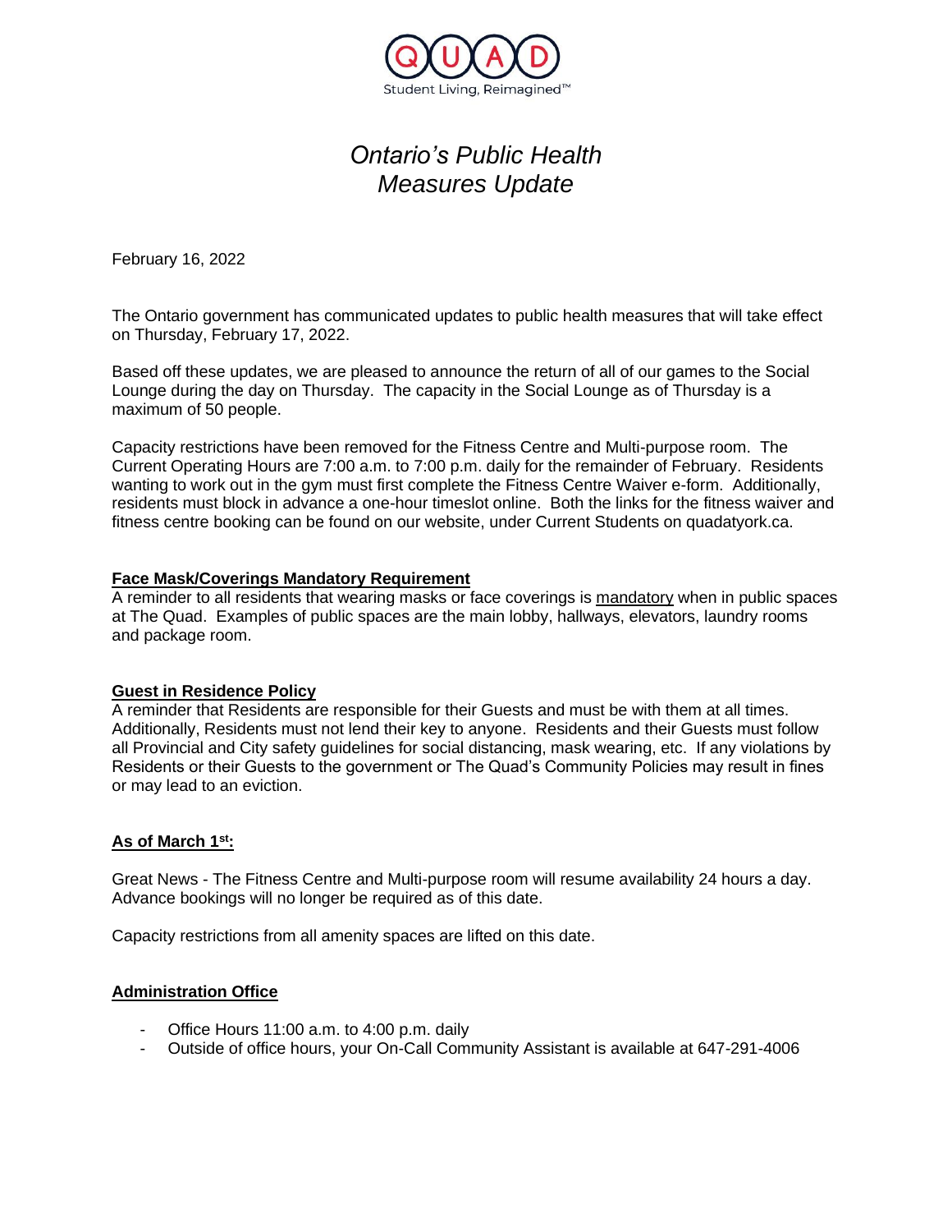QUAD

Student Living, Reimagined™

# *Ontario's Public Health Measures Update*

February 16, 2022

The Ontario government has communicated updates to public health measures that will take effect on Thursday, February 17, 2022.

Based off these updates, we are pleased to announce the return of all of our games to the Social Lounge during the day on Thursday. The capacity in the Social Lounge as of Thursday is a maximum of 50 people.

Capacity restrictions have been removed for the Fitness Centre and Multi-purpose room. The Current Operating Hours are 7:00 a.m. to 7:00 p.m. daily for the remainder of February. Residents wanting to work out in the gym must first complete the Fitness Centre Waiver e-form. Additionally, residents must block in advance a one-hour timeslot online. Both the links for the fitness waiver and fitness centre booking can be found on our website, under Current Students on quadatyork.ca.

## Face Mask/Coverings Mandatory Requirement

A reminder to all residents that wearing masks or face coverings is mandatory when in public spaces at The Quad. Examples of public spaces are the main lobby, hallways, elevators, laundry rooms and package room.

## Guest in Residence Policy

A reminder that Residents are responsible for their Guests and must be with them at all times. Additionally, Residents must not lend their key to anyone. Residents and their Guests must follow all Provincial and City safety guidelines for social distancing, mask wearing, etc. If any violations by Residents or their Guests to the government or The Quad's Community Policies may result in fines or may lead to an eviction.

## As of March 1st:

Great News - The Fitness Centre and Multi-purpose room will resume availability 24 hours a day. Advance bookings will no longer be required as of this date.

Capacity restrictions from all amenity spaces are lifted on this date.

## Administration Office

- Office Hours 11:00 a.m. to 4:00 p.m. daily
- Outside of office hours, your On-Call Community Assistant is available at 647-291-4006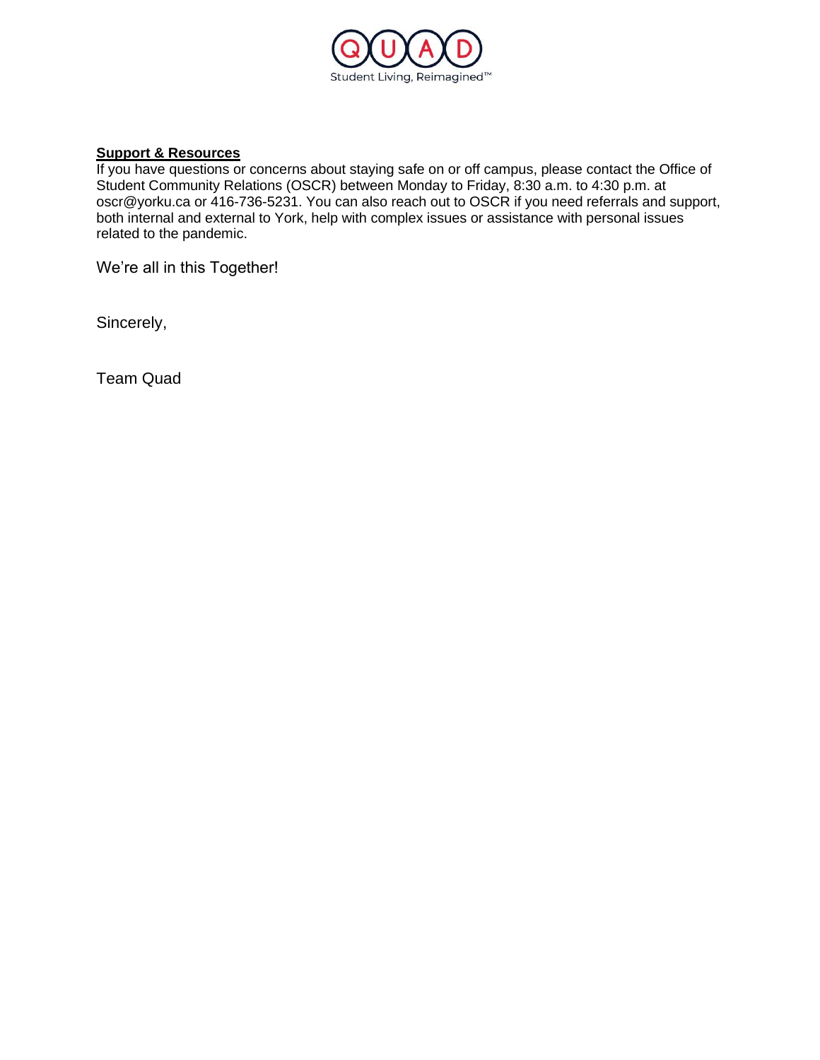**Support & Resources**

If you have questions or concerns about staying safe on or off campus, please contact the Office of Student Community Relations (OSCR) between Monday to Friday, 8:30 a.m. to 4:30 p.m. at oscr@yorku.ca or 416-736-5231. You can also reach out to OSCR if you need referrals and support, both internal and external to York, help with complex issues or assistance with personal issues related to the pandemic.

We're all in this Together!

Sincerely,

Team Quad